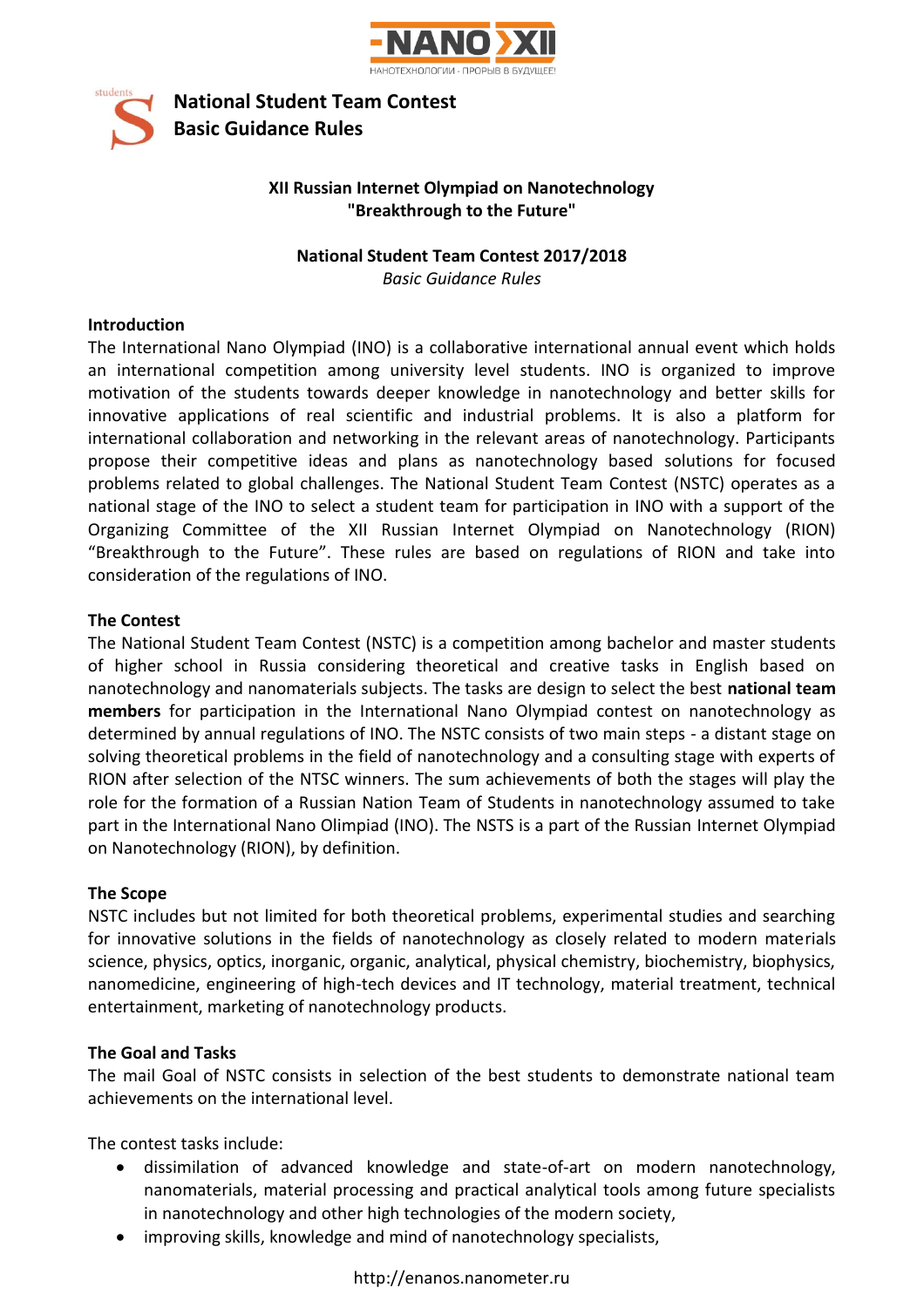# National Student Team Contest
# Basic Guidance Rules

**XII Russian Internet Olympiad on Nanotechnology**
**"Breakthrough to the Future"**

**National Student Team Contest 2017/2018**
*Basic Guidance Rules*

## Introduction

The International Nano Olympiad (INO) is a collaborative international annual event which holds an international competition among university level students. INO is organized to improve motivation of the students towards deeper knowledge in nanotechnology and better skills for innovative applications of real scientific and industrial problems. It is also a platform for international collaboration and networking in the relevant areas of nanotechnology. Participants propose their competitive ideas and plans as nanotechnology based solutions for focused problems related to global challenges. The National Student Team Contest (NSTC) operates as a national stage of the INO to select a student team for participation in INO with a support of the Organizing Committee of the XII Russian Internet Olympiad on Nanotechnology (RION) “Breakthrough to the Future”. These rules are based on regulations of RION and take into consideration of the regulations of INO.

## The Contest

The National Student Team Contest (NSTC) is a competition among bachelor and master students of higher school in Russia considering theoretical and creative tasks in English based on nanotechnology and nanomaterials subjects. The tasks are design to select the best **national team members** for participation in the International Nano Olympiad contest on nanotechnology as determined by annual regulations of INO. The NSTC consists of two main steps - a distant stage on solving theoretical problems in the field of nanotechnology and a consulting stage with experts of RION after selection of the NTSC winners. The sum achievements of both the stages will play the role for the formation of a Russian Nation Team of Students in nanotechnology assumed to take part in the International Nano Olimpiad (INO). The NSTS is a part of the Russian Internet Olympiad on Nanotechnology (RION), by definition.

## The Scope

NSTC includes but not limited for both theoretical problems, experimental studies and searching for innovative solutions in the fields of nanotechnology as closely related to modern materials science, physics, optics, inorganic, organic, analytical, physical chemistry, biochemistry, biophysics, nanomedicine, engineering of high-tech devices and IT technology, material treatment, technical entertainment, marketing of nanotechnology products.

## The Goal and Tasks

The mail Goal of NSTC consists in selection of the best students to demonstrate national team achievements on the international level.

The contest tasks include:

- dissimilation of advanced knowledge and state-of-art on modern nanotechnology, nanomaterials, material processing and practical analytical tools among future specialists in nanotechnology and other high technologies of the modern society,
- improving skills, knowledge and mind of nanotechnology specialists,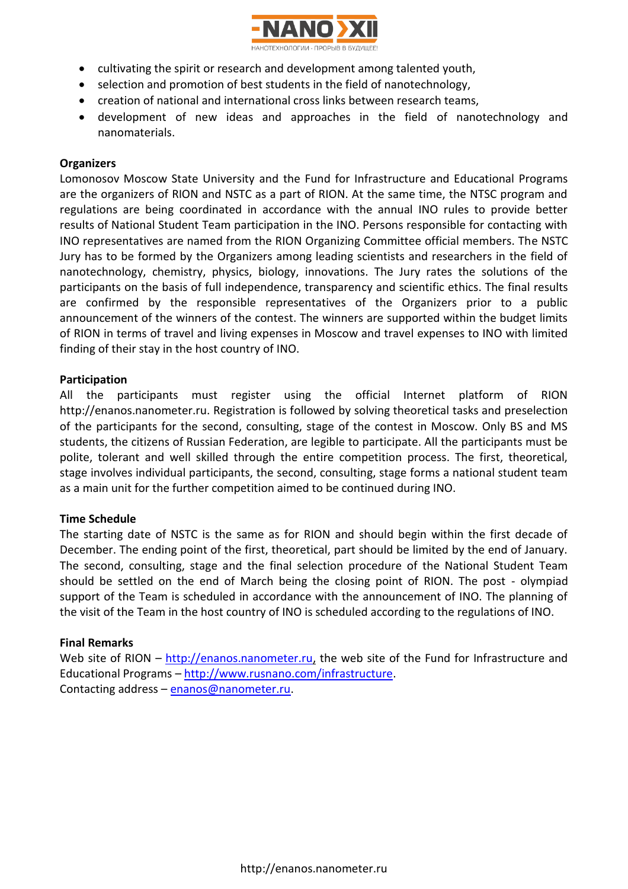- cultivating the spirit or research and development among talented youth,
- selection and promotion of best students in the field of nanotechnology,
- creation of national and international cross links between research teams,
- development of new ideas and approaches in the field of nanotechnology and nanomaterials.

**Organizers**

Lomonosov Moscow State University and the Fund for Infrastructure and Educational Programs are the organizers of RION and NSTC as a part of RION. At the same time, the NTSC program and regulations are being coordinated in accordance with the annual INO rules to provide better results of National Student Team participation in the INO. Persons responsible for contacting with INO representatives are named from the RION Organizing Committee official members. The NSTC Jury has to be formed by the Organizers among leading scientists and researchers in the field of nanotechnology, chemistry, physics, biology, innovations. The Jury rates the solutions of the participants on the basis of full independence, transparency and scientific ethics. The final results are confirmed by the responsible representatives of the Organizers prior to a public announcement of the winners of the contest. The winners are supported within the budget limits of RION in terms of travel and living expenses in Moscow and travel expenses to INO with limited finding of their stay in the host country of INO.

**Participation**

All the participants must register using the official Internet platform of RION http://enanos.nanometer.ru. Registration is followed by solving theoretical tasks and preselection of the participants for the second, consulting, stage of the contest in Moscow. Only BS and MS students, the citizens of Russian Federation, are legible to participate. All the participants must be polite, tolerant and well skilled through the entire competition process. The first, theoretical, stage involves individual participants, the second, consulting, stage forms a national student team as a main unit for the further competition aimed to be continued during INO.

**Time Schedule**

The starting date of NSTC is the same as for RION and should begin within the first decade of December. The ending point of the first, theoretical, part should be limited by the end of January. The second, consulting, stage and the final selection procedure of the National Student Team should be settled on the end of March being the closing point of RION. The post - olympiad support of the Team is scheduled in accordance with the announcement of INO. The planning of the visit of the Team in the host country of INO is scheduled according to the regulations of INO.

**Final Remarks**

Web site of RION – http://enanos.nanometer.ru, the web site of the Fund for Infrastructure and Educational Programs – http://www.rusnano.com/infrastructure.
Contacting address – enanos@nanometer.ru.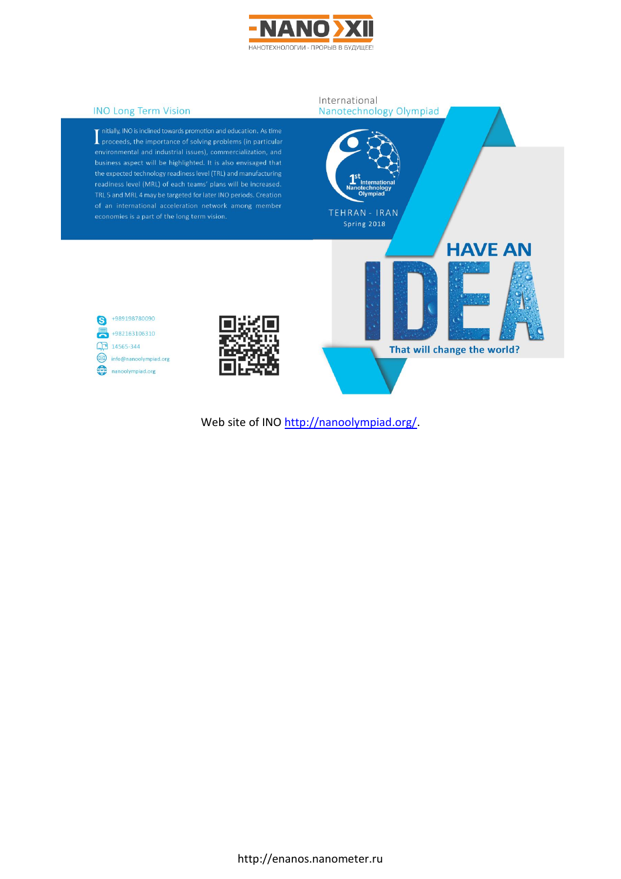## INO Long Term Vision

Initially, INO is inclined towards promotion and education. As time proceeds, the importance of solving problems (in particular environmental and industrial issues), commercialization, and business aspect will be highlighted. It is also envisaged that the expected technology readiness level (TRL) and manufacturing readiness level (MRL) of each teams' plans will be increased. TRL 5 and MRL 4 may be targeted for later INO periods. Creation of an international acceleration network among member economies is a part of the long term vision.

+989198780090

+982163106310

14565-344

info@nanoolympiad.org

nanoolympiad.org

International Nanotechnology Olympiad

1st International Nanotechnology Olympiad

TEHRAN - IRAN

Spring 2018

HAVE AN IDEA

That will change the world?

Web site of INO http://nanoolympiad.org/.